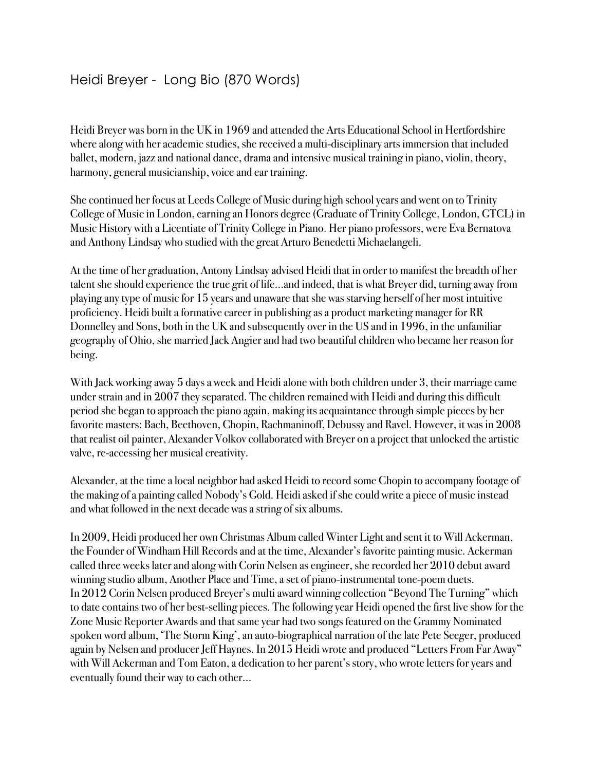# Heidi Breyer - Long Bio (870 Words)

Heidi Breyer was born in the UK in 1969 and attended the Arts Educational School in Hertfordshire where along with her academic studies, she received a multi-disciplinary arts immersion that included ballet, modern, jazz and national dance, drama and intensive musical training in piano, violin, theory, harmony, general musicianship, voice and ear training.

She continued her focus at Leeds College of Music during high school years and went on to Trinity College of Music in London, earning an Honors degree (Graduate of Trinity College, London, GTCL) in Music History with a Licentiate of Trinity College in Piano. Her piano professors, were Eva Bernatova and Anthony Lindsay who studied with the great Arturo Benedetti Michaelangeli.

At the time of her graduation, Antony Lindsay advised Heidi that in order to manifest the breadth of her talent she should experience the true grit of life…and indeed, that is what Breyer did, turning away from playing any type of music for 15 years and unaware that she was starving herself of her most intuitive proficiency. Heidi built a formative career in publishing as a product marketing manager for RR Donnelley and Sons, both in the UK and subsequently over in the US and in 1996, in the unfamiliar geography of Ohio, she married Jack Angier and had two beautiful children who became her reason for being.

With Jack working away 5 days a week and Heidi alone with both children under 3, their marriage came under strain and in 2007 they separated. The children remained with Heidi and during this difficult period she began to approach the piano again, making its acquaintance through simple pieces by her favorite masters: Bach, Beethoven, Chopin, Rachmaninoff, Debussy and Ravel. However, it was in 2008 that realist oil painter, Alexander Volkov collaborated with Breyer on a project that unlocked the artistic valve, re-accessing her musical creativity.

Alexander, at the time a local neighbor had asked Heidi to record some Chopin to accompany footage of the making of a painting called Nobody's Gold. Heidi asked if she could write a piece of music instead and what followed in the next decade was a string of six albums.

In 2009, Heidi produced her own Christmas Album called Winter Light and sent it to Will Ackerman, the Founder of Windham Hill Records and at the time, Alexander's favorite painting music. Ackerman called three weeks later and along with Corin Nelsen as engineer, she recorded her 2010 debut award winning studio album, Another Place and Time, a set of piano-instrumental tone-poem duets.
In 2012 Corin Nelsen produced Breyer's multi award winning collection "Beyond The Turning" which to date contains two of her best-selling pieces. The following year Heidi opened the first live show for the Zone Music Reporter Awards and that same year had two songs featured on the Grammy Nominated spoken word album, 'The Storm King', an auto-biographical narration of the late Pete Seeger, produced again by Nelsen and producer Jeff Haynes. In 2015 Heidi wrote and produced "Letters From Far Away" with Will Ackerman and Tom Eaton, a dedication to her parent's story, who wrote letters for years and eventually found their way to each other…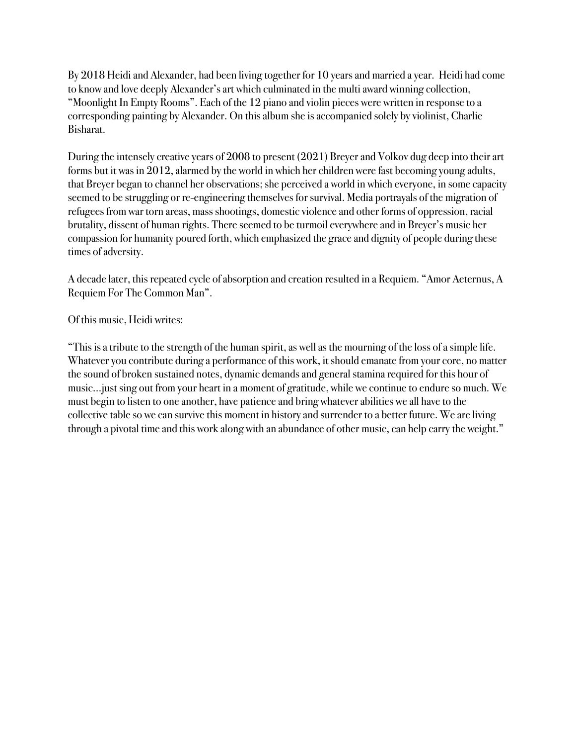By 2018 Heidi and Alexander, had been living together for 10 years and married a year. Heidi had come to know and love deeply Alexander's art which culminated in the multi award winning collection, "Moonlight In Empty Rooms". Each of the 12 piano and violin pieces were written in response to a corresponding painting by Alexander. On this album she is accompanied solely by violinist, Charlie Bisharat.

During the intensely creative years of 2008 to present (2021) Breyer and Volkov dug deep into their art forms but it was in 2012, alarmed by the world in which her children were fast becoming young adults, that Breyer began to channel her observations; she perceived a world in which everyone, in some capacity seemed to be struggling or re-engineering themselves for survival. Media portrayals of the migration of refugees from war torn areas, mass shootings, domestic violence and other forms of oppression, racial brutality, dissent of human rights. There seemed to be turmoil everywhere and in Breyer's music her compassion for humanity poured forth, which emphasized the grace and dignity of people during these times of adversity.

A decade later, this repeated cycle of absorption and creation resulted in a Requiem. "Amor Aeternus, A Requiem For The Common Man".

Of this music, Heidi writes:

"This is a tribute to the strength of the human spirit, as well as the mourning of the loss of a simple life. Whatever you contribute during a performance of this work, it should emanate from your core, no matter the sound of broken sustained notes, dynamic demands and general stamina required for this hour of music...just sing out from your heart in a moment of gratitude, while we continue to endure so much. We must begin to listen to one another, have patience and bring whatever abilities we all have to the collective table so we can survive this moment in history and surrender to a better future. We are living through a pivotal time and this work along with an abundance of other music, can help carry the weight."